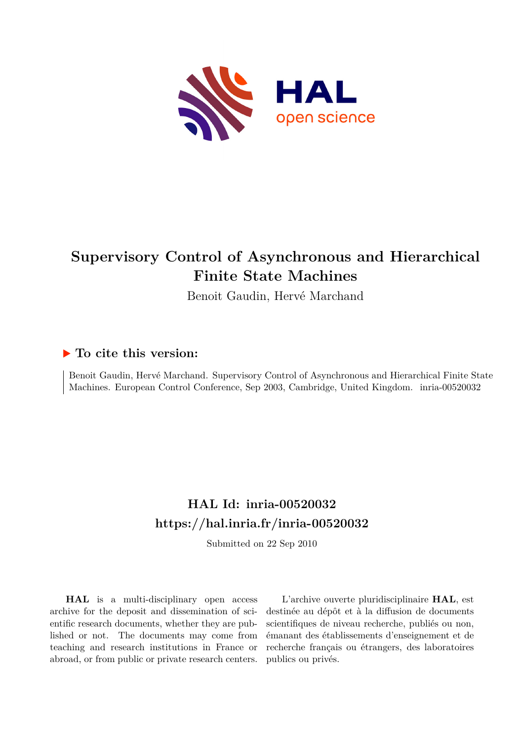# Supervisory Control of Asynchronous and Hierarchical Finite State Machines

Benoit Gaudin, Hervé Marchand

### ▶ To cite this version:

Benoit Gaudin, Hervé Marchand. Supervisory Control of Asynchronous and Hierarchical Finite State Machines. European Control Conference, Sep 2003, Cambridge, United Kingdom. inria-00520032

## HAL Id: inria-00520032

## https://hal.inria.fr/inria-00520032

Submitted on 22 Sep 2010

**HAL** is a multi-disciplinary open access archive for the deposit and dissemination of scientific research documents, whether they are published or not. The documents may come from teaching and research institutions in France or abroad, or from public or private research centers.

L'archive ouverte pluridisciplinaire **HAL**, est destinée au dépôt et à la diffusion de documents scientifiques de niveau recherche, publiés ou non, émanant des établissements d'enseignement et de recherche français ou étrangers, des laboratoires publics ou privés.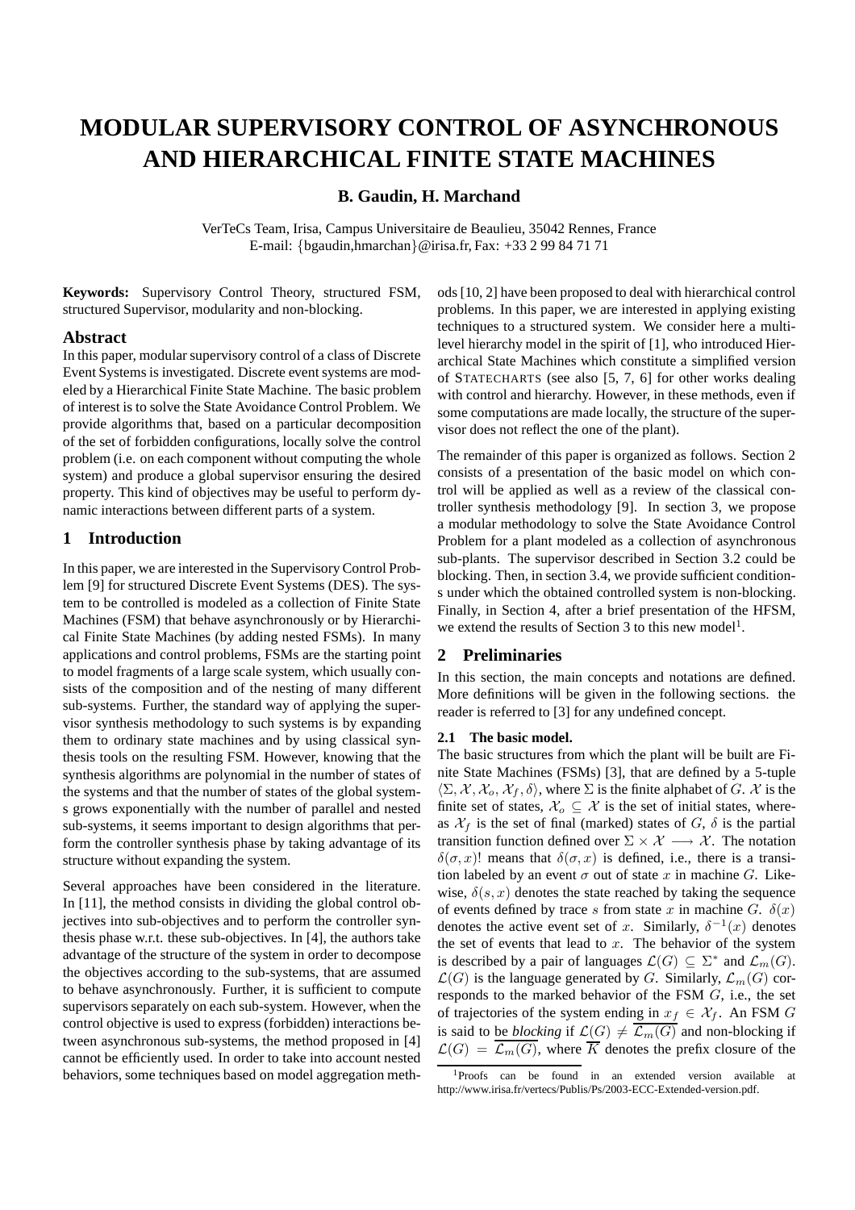# MODULAR SUPERVISORY CONTROL OF ASYNCHRONOUS AND HIERARCHICAL FINITE STATE MACHINES

**B. Gaudin, H. Marchand**

VerTeCs Team, Irisa, Campus Universitaire de Beaulieu, 35042 Rennes, France
E-mail: {bgaudin,hmarchan}@irisa.fr, Fax: +33 2 99 84 71 71

**Keywords:** Supervisory Control Theory, structured FSM, structured Supervisor, modularity and non-blocking.

## Abstract

In this paper, modular supervisory control of a class of Discrete Event Systems is investigated. Discrete event systems are modeled by a Hierarchical Finite State Machine. The basic problem of interest is to solve the State Avoidance Control Problem. We provide algorithms that, based on a particular decomposition of the set of forbidden configurations, locally solve the control problem (i.e. on each component without computing the whole system) and produce a global supervisor ensuring the desired property. This kind of objectives may be useful to perform dynamic interactions between different parts of a system.

## 1 Introduction

In this paper, we are interested in the Supervisory Control Problem [9] for structured Discrete Event Systems (DES). The system to be controlled is modeled as a collection of Finite State Machines (FSM) that behave asynchronously or by Hierarchical Finite State Machines (by adding nested FSMs). In many applications and control problems, FSMs are the starting point to model fragments of a large scale system, which usually consists of the composition and of the nesting of many different sub-systems. Further, the standard way of applying the supervisor synthesis methodology to such systems is by expanding them to ordinary state machines and by using classical synthesis tools on the resulting FSM. However, knowing that the synthesis algorithms are polynomial in the number of states of the systems and that the number of states of the global systems grows exponentially with the number of parallel and nested sub-systems, it seems important to design algorithms that perform the controller synthesis phase by taking advantage of its structure without expanding the system.

Several approaches have been considered in the literature. In [11], the method consists in dividing the global control objectives into sub-objectives and to perform the controller synthesis phase w.r.t. these sub-objectives. In [4], the authors take advantage of the structure of the system in order to decompose the objectives according to the sub-systems, that are assumed to behave asynchronously. Further, it is sufficient to compute supervisors separately on each sub-system. However, when the control objective is used to express (forbidden) interactions between asynchronous sub-systems, the method proposed in [4] cannot be efficiently used. In order to take into account nested behaviors, some techniques based on model aggregation methods [10, 2] have been proposed to deal with hierarchical control problems. In this paper, we are interested in applying existing techniques to a structured system. We consider here a multi-level hierarchy model in the spirit of [1], who introduced Hierarchical State Machines which constitute a simplified version of STATECHARTS (see also [5, 7, 6] for other works dealing with control and hierarchy. However, in these methods, even if some computations are made locally, the structure of the supervisor does not reflect the one of the plant).

The remainder of this paper is organized as follows. Section 2 consists of a presentation of the basic model on which control will be applied as well as a review of the classical controller synthesis methodology [9]. In section 3, we propose a modular methodology to solve the State Avoidance Control Problem for a plant modeled as a collection of asynchronous sub-plants. The supervisor described in Section 3.2 could be blocking. Then, in section 3.4, we provide sufficient conditions under which the obtained controlled system is non-blocking. Finally, in Section 4, after a brief presentation of the HFSM, we extend the results of Section 3 to this new model[1].

## 2 Preliminaries

In this section, the main concepts and notations are defined. More definitions will be given in the following sections. the reader is referred to [3] for any undefined concept.

### 2.1 The basic model.

The basic structures from which the plant will be built are Finite State Machines (FSMs) [3], that are defined by a 5-tuple $\langle \Sigma, \mathcal{X}, \mathcal{X}_o, \mathcal{X}_f, \delta \rangle$, where $\Sigma$ is the finite alphabet of $G$. $\mathcal{X}$ is the finite set of states, $\mathcal{X}_o \subseteq \mathcal{X}$ is the set of initial states, whereas $\mathcal{X}_f$ is the set of final (marked) states of $G$, $\delta$ is the partial transition function defined over $\Sigma \times \mathcal{X} \longrightarrow \mathcal{X}$. The notation $\delta(\sigma, x)!$ means that $\delta(\sigma, x)$ is defined, i.e., there is a transition labeled by an event $\sigma$ out of state $x$ in machine $G$. Likewise, $\delta(s, x)$ denotes the state reached by taking the sequence of events defined by trace $s$ from state $x$ in machine $G$. $\delta(x)$ denotes the active event set of $x$. Similarly, $\delta^{-1}(x)$ denotes the set of events that lead to $x$. The behavior of the system is described by a pair of languages $\mathcal{L}(G) \subseteq \Sigma^*$ and $\mathcal{L}_m(G)$. $\mathcal{L}(G)$ is the language generated by $G$. Similarly, $\mathcal{L}_m(G)$ corresponds to the marked behavior of the FSM $G$, i.e., the set of trajectories of the system ending in $x_f \in \mathcal{X}_f$. An FSM $G$ is said to be *blocking* if $\mathcal{L}(G) \neq \overline{\mathcal{L}_m(G)}$ and non-blocking if $\mathcal{L}(G) = \overline{\mathcal{L}_m(G)}$, where $\overline{K}$ denotes the prefix closure of the

[1] Proofs can be found in an extended version available at http://www.irisa.fr/vertecs/Publis/Ps/2003-ECC-Extended-version.pdf.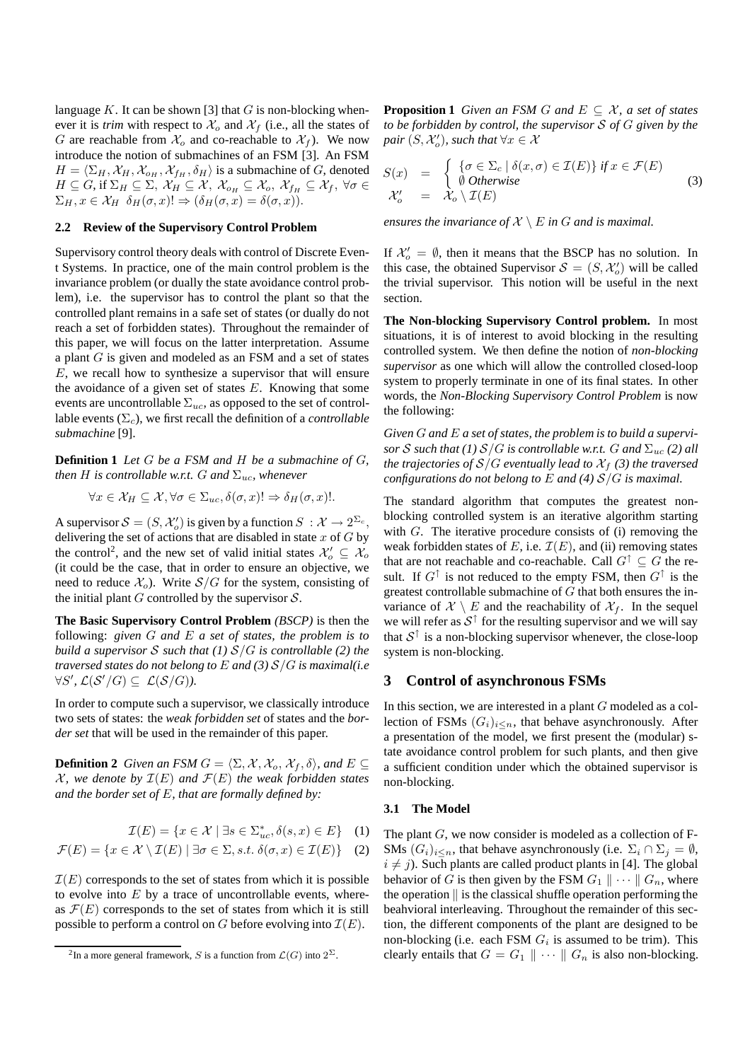language $K$. It can be shown [3] that $G$ is non-blocking whenever it is *trim* with respect to $\mathcal{X}_o$ and $\mathcal{X}_f$ (i.e., all the states of $G$ are reachable from $\mathcal{X}_o$ and co-reachable to $\mathcal{X}_f$). We now introduce the notion of submachines of an FSM [3]. An FSM $H = \langle \Sigma_H, \mathcal{X}_H, \mathcal{X}_{o_H}, \mathcal{X}_{f_H}, \delta_H \rangle$ is a submachine of $G$, denoted $H \subseteq G$, if $\Sigma_H \subseteq \Sigma$, $\mathcal{X}_H \subseteq \mathcal{X}$, $\mathcal{X}_{o_H} \subseteq \mathcal{X}_o$, $\mathcal{X}_{f_H} \subseteq \mathcal{X}_f$, $\forall \sigma \in \Sigma_H, x \in \mathcal{X}_H$ $\delta_H(\sigma, x)! \Rightarrow (\delta_H(\sigma, x) = \delta(\sigma, x))$.

### 2.2 Review of the Supervisory Control Problem

Supervisory control theory deals with control of Discrete Event Systems. In practice, one of the main control problem is the invariance problem (or dually the state avoidance control problem), i.e. the supervisor has to control the plant so that the controlled plant remains in a safe set of states (or dually do not reach a set of forbidden states). Throughout the remainder of this paper, we will focus on the latter interpretation. Assume a plant $G$ is given and modeled as an FSM and a set of states $E$, we recall how to synthesize a supervisor that will ensure the avoidance of a given set of states $E$. Knowing that some events are uncontrollable $\Sigma_{uc}$, as opposed to the set of controllable events ($\Sigma_c$), we first recall the definition of a *controllable submachine* [9].

**Definition 1** *Let $G$ be a FSM and $H$ be a submachine of $G$, then $H$ is controllable w.r.t. $G$ and $\Sigma_{uc}$, whenever*

$$\forall x \in \mathcal{X}_H \subseteq \mathcal{X}, \forall \sigma \in \Sigma_{uc}, \delta(\sigma, x)! \Rightarrow \delta_H(\sigma, x)!.$$

A supervisor $\mathcal{S} = (S, \mathcal{X}'_o)$ is given by a function $S : \mathcal{X} \rightarrow 2^{\Sigma_c}$, delivering the set of actions that are disabled in state $x$ of $G$ by the control[2], and the new set of valid initial states $\mathcal{X}'_o \subseteq \mathcal{X}_o$ (it could be the case, that in order to ensure an objective, we need to reduce $\mathcal{X}_o$). Write $\mathcal{S}/G$ for the system, consisting of the initial plant $G$ controlled by the supervisor $\mathcal{S}$.

**The Basic Supervisory Control Problem** *(BSCP)* is then the following: *given $G$ and $E$ a set of states, the problem is to build a supervisor $\mathcal{S}$ such that (1) $\mathcal{S}/G$ is controllable (2) the traversed states do not belong to $E$ and (3) $\mathcal{S}/G$ is maximal(i.e $\forall S'$, $\mathcal{L}(\mathcal{S}'/G) \subseteq \mathcal{L}(\mathcal{S}/G)$).*

In order to compute such a supervisor, we classically introduce two sets of states: the *weak forbidden set* of states and the *border set* that will be used in the remainder of this paper.

**Definition 2** *Given an FSM $G = \langle \Sigma, \mathcal{X}, \mathcal{X}_o, \mathcal{X}_f, \delta \rangle$, and $E \subseteq \mathcal{X}$, we denote by $\mathcal{I}(E)$ and $\mathcal{F}(E)$ the weak forbidden states and the border set of $E$, that are formally defined by:*

$$\mathcal{I}(E) = \{x \in \mathcal{X} \mid \exists s \in \Sigma_{uc}^*, \delta(s, x) \in E\} \quad (1)$$

$$\mathcal{F}(E) = \{x \in \mathcal{X} \setminus \mathcal{I}(E) \mid \exists \sigma \in \Sigma, s.t.\ \delta(\sigma, x) \in \mathcal{I}(E)\} \quad (2)$$

$\mathcal{I}(E)$ corresponds to the set of states from which it is possible to evolve into $E$ by a trace of uncontrollable events, whereas $\mathcal{F}(E)$ corresponds to the set of states from which it is still possible to perform a control on $G$ before evolving into $\mathcal{I}(E)$.

[2] In a more general framework, $S$ is a function from $\mathcal{L}(G)$ into $2^{\Sigma}$.

**Proposition 1** *Given an FSM $G$ and $E \subseteq \mathcal{X}$, a set of states to be forbidden by control, the supervisor $\mathcal{S}$ of $G$ given by the pair $(S, \mathcal{X}'_o)$, such that $\forall x \in \mathcal{X}$*

$$\begin{array}{rcl} S(x) & = & \left\{ \begin{array}{l} \{\sigma \in \Sigma_c \mid \delta(x, \sigma) \in \mathcal{I}(E)\} \text{ if } x \in \mathcal{F}(E) \\ \emptyset \text{ Otherwise} \end{array} \right. \\ \mathcal{X}'_o & = & \mathcal{X}_o \setminus \mathcal{I}(E) \end{array} \quad (3)$$

*ensures the invariance of $\mathcal{X} \setminus E$ in $G$ and is maximal.*

If $\mathcal{X}'_o = \emptyset$, then it means that the BSCP has no solution. In this case, the obtained Supervisor $\mathcal{S} = (S, \mathcal{X}'_o)$ will be called the trivial supervisor. This notion will be useful in the next section.

**The Non-blocking Supervisory Control problem.** In most situations, it is of interest to avoid blocking in the resulting controlled system. We then define the notion of *non-blocking supervisor* as one which will allow the controlled closed-loop system to properly terminate in one of its final states. In other words, the *Non-Blocking Supervisory Control Problem* is now the following:

*Given $G$ and $E$ a set of states, the problem is to build a supervisor $\mathcal{S}$ such that (1) $\mathcal{S}/G$ is controllable w.r.t. $G$ and $\Sigma_{uc}$ (2) all the trajectories of $\mathcal{S}/G$ eventually lead to $\mathcal{X}_f$ (3) the traversed configurations do not belong to $E$ and (4) $\mathcal{S}/G$ is maximal.*

The standard algorithm that computes the greatest non-blocking controlled system is an iterative algorithm starting with $G$. The iterative procedure consists of (i) removing the weak forbidden states of $E$, i.e. $\mathcal{I}(E)$, and (ii) removing states that are not reachable and co-reachable. Call $G^{\uparrow} \subseteq G$ the result. If $G^{\uparrow}$ is not reduced to the empty FSM, then $G^{\uparrow}$ is the greatest controllable submachine of $G$ that both ensures the invariance of $\mathcal{X} \setminus E$ and the reachability of $\mathcal{X}_f$. In the sequel we will refer as $\mathcal{S}^{\uparrow}$ for the resulting supervisor and we will say that $\mathcal{S}^{\uparrow}$ is a non-blocking supervisor whenever, the close-loop system is non-blocking.

## 3 Control of asynchronous FSMs

In this section, we are interested in a plant $G$ modeled as a collection of FSMs $(G_i)_{i \leq n}$, that behave asynchronously. After a presentation of the model, we first present the (modular) state avoidance control problem for such plants, and then give a sufficient condition under which the obtained supervisor is non-blocking.

### 3.1 The Model

The plant $G$, we now consider is modeled as a collection of FSMs $(G_i)_{i \leq n}$, that behave asynchronously (i.e. $\Sigma_i \cap \Sigma_j = \emptyset$, $i \neq j$). Such plants are called product plants in [4]. The global behavior of $G$ is then given by the FSM $G_1 \parallel \cdots \parallel G_n$, where the operation $\parallel$ is the classical shuffle operation performing the beahvioral interleaving. Throughout the remainder of this section, the different components of the plant are designed to be non-blocking (i.e. each FSM $G_i$ is assumed to be trim). This clearly entails that $G = G_1 \parallel \cdots \parallel G_n$ is also non-blocking.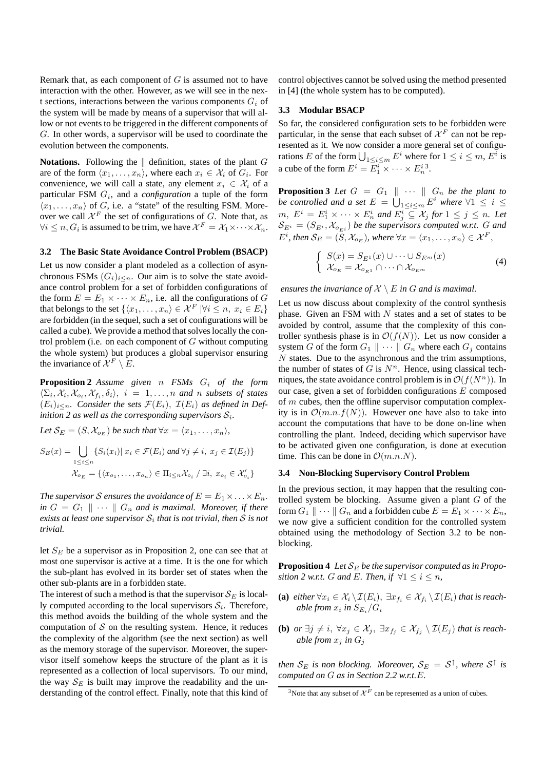Remark that, as each component of $G$ is assumed not to have interaction with the other. However, as we will see in the next sections, interactions between the various components $G_i$ of the system will be made by means of a supervisor that will allow or not events to be triggered in the different components of $G$. In other words, a supervisor will be used to coordinate the evolution between the components.

**Notations.** Following the $\|$ definition, states of the plant $G$ are of the form $\langle x_1, \ldots, x_n \rangle$, where each $x_i \in \mathcal{X}_i$ of $G_i$. For convenience, we will call a state, any element $x_i \in \mathcal{X}_i$ of a particular FSM $G_i$, and a *configuration* a tuple of the form $\langle x_1, \ldots, x_n \rangle$ of $G$, i.e. a "state" of the resulting FSM. Moreover we call $\mathcal{X}^F$ the set of configurations of $G$. Note that, as $\forall i \leq n, G_i$ is assumed to be trim, we have $\mathcal{X}^F = \mathcal{X}_1 \times \cdots \times \mathcal{X}_n$.

### 3.2 The Basic State Avoidance Control Problem (BSACP)

Let us now consider a plant modeled as a collection of asynchronous FSMs $(G_i)_{i \leq n}$. Our aim is to solve the state avoidance control problem for a set of forbidden configurations of the form $E = E_1 \times \cdots \times E_n$, i.e. all the configurations of $G$ that belongs to the set $\{\langle x_1, \ldots, x_n \rangle \in \mathcal{X}^F \mid \forall i \leq n,\ x_i \in E_i\}$ are forbidden (in the sequel, such a set of configurations will be called a cube). We provide a method that solves locally the control problem (i.e. on each component of $G$ without computing the whole system) but produces a global supervisor ensuring the invariance of $\mathcal{X}^F \setminus E$.

**Proposition 2** *Assume given $n$ FSMs $G_i$ of the form $\langle \Sigma_i, \mathcal{X}_i, \mathcal{X}_{o_i}, \mathcal{X}_{f_i}, \delta_i \rangle$, $i = 1, \ldots, n$ and $n$ subsets of states $(E_i)_{i \leq n}$. Consider the sets $\mathcal{F}(E_i)$, $\mathcal{I}(E_i)$ as defined in Definition 2 as well as the corresponding supervisors $\mathcal{S}_i$.*

*Let $\mathcal{S}_E = (S, \mathcal{X}_{o_E})$ be such that $\forall x = \langle x_1, \ldots, x_n \rangle$,*

$$S_E(x) = \bigcup_{1 \leq i \leq n} \{S_i(x_i) \mid x_i \in \mathcal{F}(E_i) \text{ and } \forall j \neq i,\ x_j \in \mathcal{I}(E_j)\}$$

$$\mathcal{X}_{o_E} = \{\langle x_{o_1}, \ldots, x_{o_n} \rangle \in \Pi_{i \leq n} \mathcal{X}_{o_i} \ /\ \exists i,\ x_{o_i} \in \mathcal{X}'_{o_i}\}$$

*The supervisor $\mathcal{S}$ ensures the avoidance of $E = E_1 \times \ldots \times E_n$. in $G = G_1 \ \| \ \cdots \ \| \ G_n$ and is maximal. Moreover, if there exists at least one supervisor $\mathcal{S}_i$ that is not trivial, then $\mathcal{S}$ is not trivial.*

let $S_E$ be a supervisor as in Proposition 2, one can see that at most one supervisor is active at a time. It is the one for which the sub-plant has evolved in its border set of states when the other sub-plants are in a forbidden state.

The interest of such a method is that the supervisor $\mathcal{S}_E$ is locally computed according to the local supervisors $\mathcal{S}_i$. Therefore, this method avoids the building of the whole system and the computation of $\mathcal{S}$ on the resulting system. Hence, it reduces the complexity of the algorithm (see the next section) as well as the memory storage of the supervisor. Moreover, the supervisor itself somehow keeps the structure of the plant as it is represented as a collection of local supervisors. To our mind, the way $\mathcal{S}_E$ is built may improve the readability and the understanding of the control effect. Finally, note that this kind of control objectives cannot be solved using the method presented in [4] (the whole system has to be computed).

### 3.3 Modular BSACP

So far, the considered configuration sets to be forbidden were particular, in the sense that each subset of $\mathcal{X}^F$ can not be represented as it. We now consider a more general set of configurations $E$ of the form $\bigcup_{1 \leq i \leq m} E^i$ where for $1 \leq i \leq m$, $E^i$ is a cube of the form $E^i = E_1^i \times \cdots \times E_n^i$.[3]

**Proposition 3** *Let $G = G_1 \ \| \ \cdots \ \| \ G_n$ be the plant to be controlled and a set $E = \bigcup_{1 \leq i \leq m} E^i$ where $\forall 1 \leq i \leq m$, $E^i = E_1^i \times \cdots \times E_n^i$ and $E_j^i \subseteq \mathcal{X}_j$ for $1 \leq j \leq n$. Let $\mathcal{S}_{E^i} = (S_{E^i}, \mathcal{X}_{o_{E^i}})$ be the supervisors computed w.r.t. $G$ and $E^i$, then $\mathcal{S}_E = (S, \mathcal{X}_{o_E})$, where $\forall x = \langle x_1, \ldots, x_n \rangle \in \mathcal{X}^F$,*

$$\begin{cases} S(x) = S_{E^1}(x) \cup \cdots \cup S_{E^m}(x) \\ \mathcal{X}_{o_E} = \mathcal{X}_{o_{E^1}} \cap \cdots \cap \mathcal{X}_{o_{E^m}} \end{cases} \tag{4}$$

*ensures the invariance of $\mathcal{X} \setminus E$ in $G$ and is maximal.*

Let us now discuss about complexity of the control synthesis phase. Given an FSM with $N$ states and a set of states to be avoided by control, assume that the complexity of this controller synthesis phase is in $\mathcal{O}(f(N))$. Let us now consider a system $G$ of the form $G_1 \ \| \ \cdots \ \| \ G_n$ where each $G_j$ contains $N$ states. Due to the asynchronous and the trim assumptions, the number of states of $G$ is $N^n$. Hence, using classical techniques, the state avoidance control problem is in $\mathcal{O}(f(N^n))$. In our case, given a set of forbidden configurations $E$ composed of $m$ cubes, then the offline supervisor computation complexity is in $\mathcal{O}(m.n.f(N))$. However one have also to take into account the computations that have to be done on-line when controlling the plant. Indeed, deciding which supervisor have to be activated given one configuration, is done at execution time. This can be done in $\mathcal{O}(m.n.N)$.

### 3.4 Non-Blocking Supervisory Control Problem

In the previous section, it may happen that the resulting controlled system be blocking. Assume given a plant $G$ of the form $G_1 \ \| \cdots \| \ G_n$ and a forbidden cube $E = E_1 \times \cdots \times E_n$, we now give a sufficient condition for the controlled system obtained using the methodology of Section 3.2 to be non-blocking.

**Proposition 4** *Let $\mathcal{S}_E$ be the supervisor computed as in Proposition 2 w.r.t. $G$ and $E$. Then, if $\forall 1 \leq i \leq n$,*

**(a)** *either $\forall x_i \in \mathcal{X}_i \setminus \mathcal{I}(E_i)$, $\exists x_{f_i} \in \mathcal{X}_{f_i} \setminus \mathcal{I}(E_i)$ that is reachable from $x_i$ in $S_{E_i}/G_i$*

**(b)** *or $\exists j \neq i$, $\forall x_j \in \mathcal{X}_j$, $\exists x_{f_j} \in \mathcal{X}_{f_j} \setminus \mathcal{I}(E_j)$ that is reachable from $x_j$ in $G_j$*

*then $\mathcal{S}_E$ is non blocking. Moreover, $\mathcal{S}_E = \mathcal{S}^\uparrow$, where $\mathcal{S}^\uparrow$ is computed on $G$ as in Section 2.2 w.r.t. $E$.*

[3] Note that any subset of $\mathcal{X}^F$ can be represented as a union of cubes.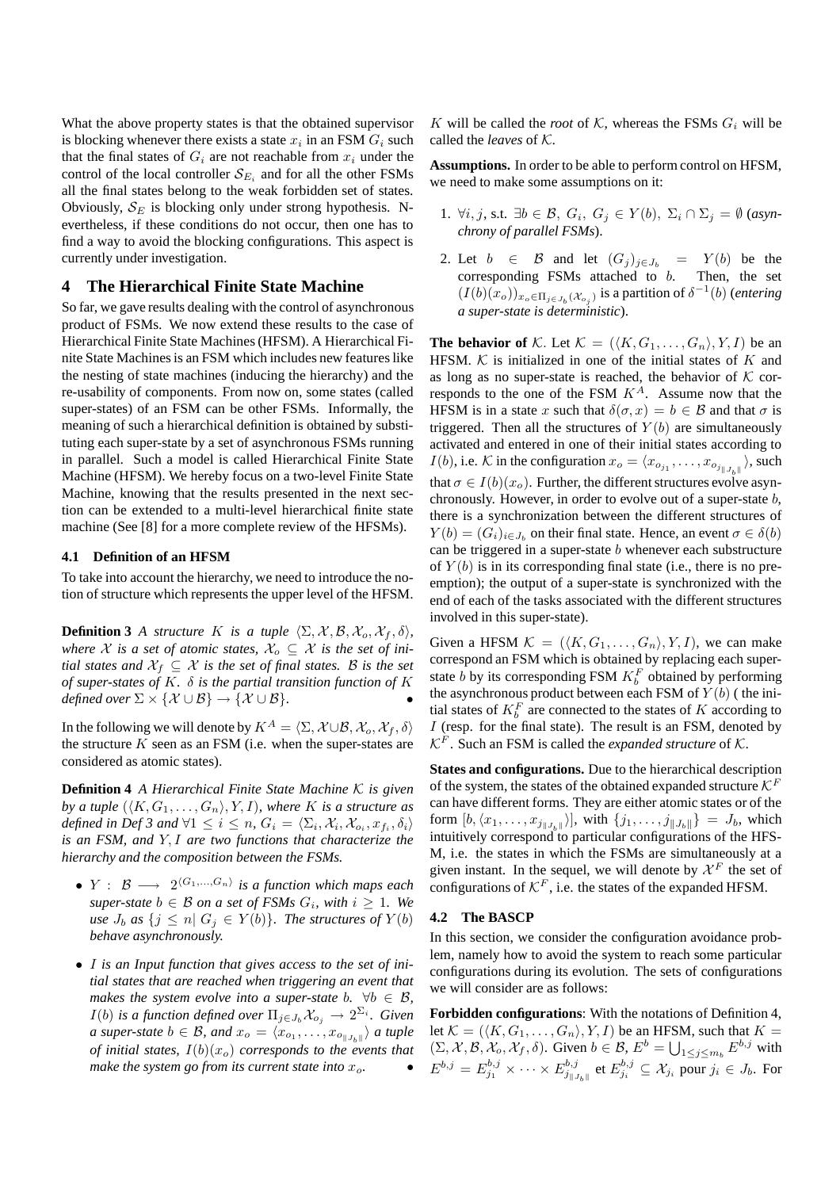What the above property states is that the obtained supervisor is blocking whenever there exists a state $x_i$ in an FSM $G_i$ such that the final states of $G_i$ are not reachable from $x_i$ under the control of the local controller $\mathcal{S}_{E_i}$ and for all the other FSMs all the final states belong to the weak forbidden set of states. Obviously, $\mathcal{S}_E$ is blocking only under strong hypothesis. Nevertheless, if these conditions do not occur, then one has to find a way to avoid the blocking configurations. This aspect is currently under investigation.

## 4 The Hierarchical Finite State Machine

So far, we gave results dealing with the control of asynchronous product of FSMs. We now extend these results to the case of Hierarchical Finite State Machines (HFSM). A Hierarchical Finite State Machines is an FSM which includes new features like the nesting of state machines (inducing the hierarchy) and the re-usability of components. From now on, some states (called super-states) of an FSM can be other FSMs. Informally, the meaning of such a hierarchical definition is obtained by substituting each super-state by a set of asynchronous FSMs running in parallel. Such a model is called Hierarchical Finite State Machine (HFSM). We hereby focus on a two-level Finite State Machine, knowing that the results presented in the next section can be extended to a multi-level hierarchical finite state machine (See [8] for a more complete review of the HFSMs).

### 4.1 Definition of an HFSM

To take into account the hierarchy, we need to introduce the notion of structure which represents the upper level of the HFSM.

**Definition 3** *A structure $K$ is a tuple $\langle \Sigma, \mathcal{X}, \mathcal{B}, \mathcal{X}_o, \mathcal{X}_f, \delta \rangle$, where $\mathcal{X}$ is a set of atomic states, $\mathcal{X}_o \subseteq \mathcal{X}$ is the set of initial states and $\mathcal{X}_f \subseteq \mathcal{X}$ is the set of final states. $\mathcal{B}$ is the set of super-states of $K$. $\delta$ is the partial transition function of $K$ defined over $\Sigma \times \{\mathcal{X} \cup \mathcal{B}\} \rightarrow \{\mathcal{X} \cup \mathcal{B}\}$.* •

In the following we will denote by $K^A = \langle \Sigma, \mathcal{X} \cup \mathcal{B}, \mathcal{X}_o, \mathcal{X}_f, \delta \rangle$ the structure $K$ seen as an FSM (i.e. when the super-states are considered as atomic states).

**Definition 4** *A Hierarchical Finite State Machine $\mathcal{K}$ is given by a tuple $(\langle K, G_1, \ldots, G_n \rangle, Y, I)$, where $K$ is a structure as defined in Def 3 and $\forall 1 \leq i \leq n$, $G_i = \langle \Sigma_i, \mathcal{X}_i, \mathcal{X}_{o_i}, x_{f_i}, \delta_i \rangle$ is an FSM, and $Y, I$ are two functions that characterize the hierarchy and the composition between the FSMs.*

- *$Y : \mathcal{B} \longrightarrow 2^{\langle G_1, \ldots, G_n \rangle}$ is a function which maps each super-state $b \in \mathcal{B}$ on a set of FSMs $G_i$, with $i \geq 1$. We use $J_b$ as $\{j \leq n | \; G_j \in Y(b)\}$. The structures of $Y(b)$ behave asynchronously.*
- *$I$ is an Input function that gives access to the set of initial states that are reached when triggering an event that makes the system evolve into a super-state $b$. $\forall b \in \mathcal{B}$, $I(b)$ is a function defined over $\Pi_{j \in J_b} \mathcal{X}_{o_j} \rightarrow 2^{\Sigma_i}$. Given a super-state $b \in \mathcal{B}$, and $x_o = \langle x_{o_1}, \ldots, x_{o_{\|J_b\|}} \rangle$ a tuple of initial states, $I(b)(x_o)$ corresponds to the events that make the system go from its current state into $x_o$.* •

$K$ will be called the *root* of $\mathcal{K}$, whereas the FSMs $G_i$ will be called the *leaves* of $\mathcal{K}$.

**Assumptions.** In order to be able to perform control on HFSM, we need to make some assumptions on it:

1. $\forall i, j$, s.t. $\exists b \in \mathcal{B}$, $G_i, \; G_j \in Y(b)$, $\Sigma_i \cap \Sigma_j = \emptyset$ (*asynchrony of parallel FSMs*).
2. Let $b \in \mathcal{B}$ and let $(G_j)_{j \in J_b} = Y(b)$ be the corresponding FSMs attached to $b$. Then, the set $(I(b)(x_o))_{x_o \in \Pi_{j \in J_b}(\mathcal{X}_{o_j})}$ is a partition of $\delta^{-1}(b)$ (*entering a super-state is deterministic*).

**The behavior of** $\mathcal{K}$. Let $\mathcal{K} = (\langle K, G_1, \ldots, G_n \rangle, Y, I)$ be an HFSM. $\mathcal{K}$ is initialized in one of the initial states of $K$ and as long as no super-state is reached, the behavior of $\mathcal{K}$ corresponds to the one of the FSM $K^A$. Assume now that the HFSM is in a state $x$ such that $\delta(\sigma, x) = b \in \mathcal{B}$ and that $\sigma$ is triggered. Then all the structures of $Y(b)$ are simultaneously activated and entered in one of their initial states according to $I(b)$, i.e. $\mathcal{K}$ in the configuration $x_o = \langle x_{o_{j_1}}, \ldots, x_{o_{j_{\|J_b\|}}} \rangle$, such that $\sigma \in I(b)(x_o)$. Further, the different structures evolve asynchronously. However, in order to evolve out of a super-state $b$, there is a synchronization between the different structures of $Y(b) = (G_i)_{i \in J_b}$ on their final state. Hence, an event $\sigma \in \delta(b)$ can be triggered in a super-state $b$ whenever each substructure of $Y(b)$ is in its corresponding final state (i.e., there is no preemption); the output of a super-state is synchronized with the end of each of the tasks associated with the different structures involved in this super-state).

Given a HFSM $\mathcal{K} = (\langle K, G_1, \ldots, G_n \rangle, Y, I)$, we can make correspond an FSM which is obtained by replacing each super-state $b$ by its corresponding FSM $K_b^F$ obtained by performing the asynchronous product between each FSM of $Y(b)$ ( the initial states of $K_b^F$ are connected to the states of $K$ according to $I$ (resp. for the final state). The result is an FSM, denoted by $\mathcal{K}^F$. Such an FSM is called the *expanded structure* of $\mathcal{K}$.

**States and configurations.** Due to the hierarchical description of the system, the states of the obtained expanded structure $\mathcal{K}^F$ can have different forms. They are either atomic states or of the form $[b, \langle x_1, \ldots, x_{j_{\|J_b\|}} \rangle]$, with $\{j_1, \ldots, j_{\|J_b\|}\} = J_b$, which intuitively correspond to particular configurations of the HFSM, i.e. the states in which the FSMs are simultaneously at a given instant. In the sequel, we will denote by $\mathcal{X}^F$ the set of configurations of $\mathcal{K}^F$, i.e. the states of the expanded HFSM.

### 4.2 The BASCP

In this section, we consider the configuration avoidance problem, namely how to avoid the system to reach some particular configurations during its evolution. The sets of configurations we will consider are as follows:

**Forbidden configurations**: With the notations of Definition 4, let $\mathcal{K} = (\langle K, G_1, \ldots, G_n \rangle, Y, I)$ be an HFSM, such that $K = (\Sigma, \mathcal{X}, \mathcal{B}, \mathcal{X}_o, \mathcal{X}_f, \delta)$. Given $b \in \mathcal{B}$, $E^b = \bigcup_{1 \leq j \leq m_b} E^{b,j}$ with $E^{b,j} = E^{b,j}_{j_1} \times \cdots \times E^{b,j}_{j_{\|J_b\|}}$ et $E^{b,j}_{j_i} \subseteq \mathcal{X}_{j_i}$ pour $j_i \in J_b$. For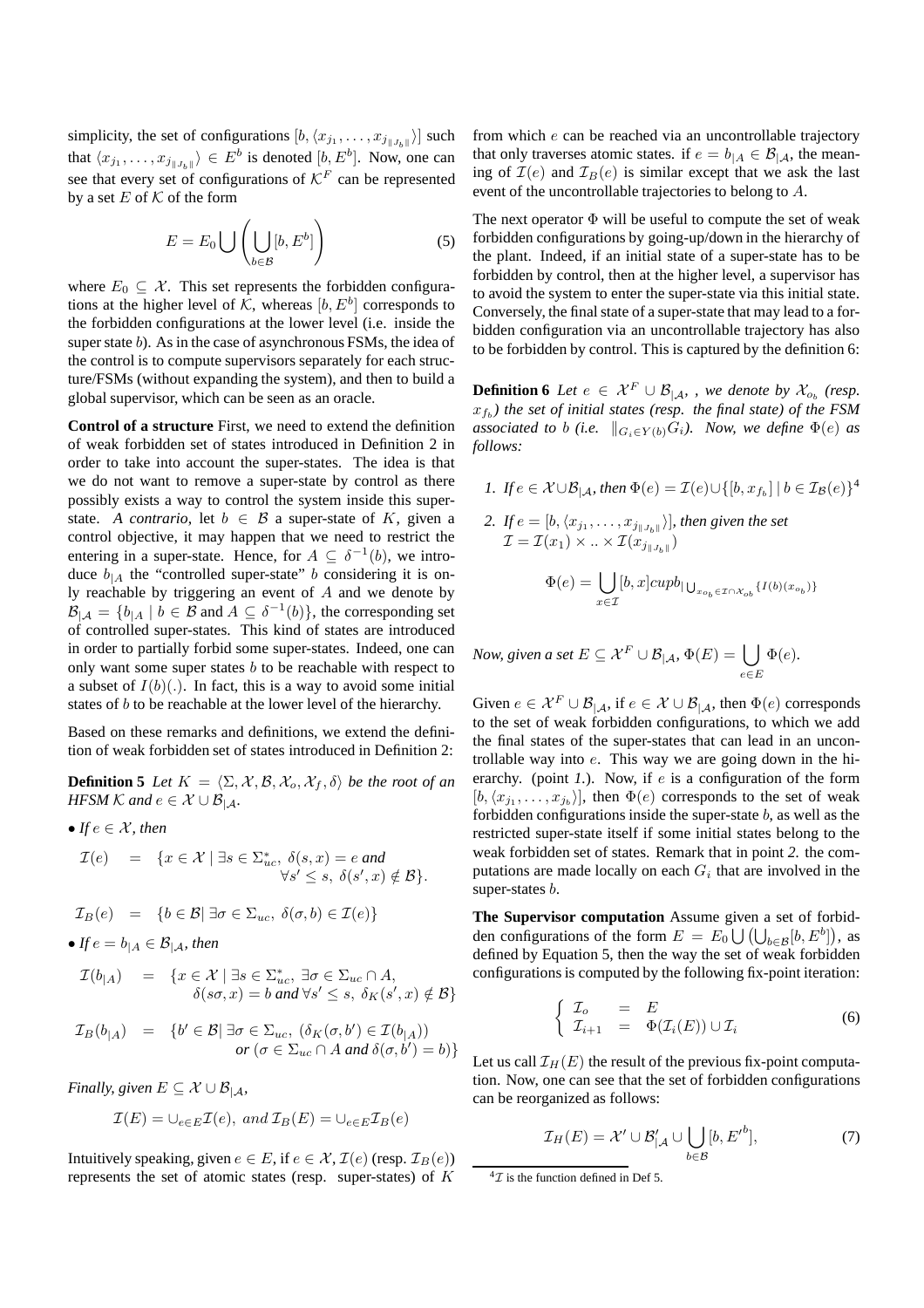simplicity, the set of configurations $[b, \langle x_{j_1}, \ldots, x_{j_{\|J_b\|}}\rangle]$ such that $\langle x_{j_1}, \ldots, x_{j_{\|J_b\|}}\rangle \in E^b$ is denoted $[b, E^b]$. Now, one can see that every set of configurations of $\mathcal{K}^F$ can be represented by a set $E$ of $\mathcal{K}$ of the form

$$E = E_0 \bigcup \left( \bigcup_{b \in \mathcal{B}} [b, E^b] \right) \tag{5}$$

where $E_0 \subseteq \mathcal{X}$. This set represents the forbidden configurations at the higher level of $\mathcal{K}$, whereas $[b, E^b]$ corresponds to the forbidden configurations at the lower level (i.e. inside the super state $b$). As in the case of asynchronous FSMs, the idea of the control is to compute supervisors separately for each structure/FSMs (without expanding the system), and then to build a global supervisor, which can be seen as an oracle.

**Control of a structure** First, we need to extend the definition of weak forbidden set of states introduced in Definition 2 in order to take into account the super-states. The idea is that we do not want to remove a super-state by control as there possibly exists a way to control the system inside this super-state. *A contrario*, let $b \in \mathcal{B}$ a super-state of $K$, given a control objective, it may happen that we need to restrict the entering in a super-state. Hence, for $A \subseteq \delta^{-1}(b)$, we introduce $b_{|A}$ the "controlled super-state" $b$ considering it is only reachable by triggering an event of $A$ and we denote by $\mathcal{B}_{|\mathcal{A}} = \{b_{|A} \mid b \in \mathcal{B} \text{ and } A \subseteq \delta^{-1}(b)\}$, the corresponding set of controlled super-states. This kind of states are introduced in order to partially forbid some super-states. Indeed, one can only want some super states $b$ to be reachable with respect to a subset of $I(b)(.)$. In fact, this is a way to avoid some initial states of $b$ to be reachable at the lower level of the hierarchy.

Based on these remarks and definitions, we extend the definition of weak forbidden set of states introduced in Definition 2:

**Definition 5** *Let $K = \langle \Sigma, \mathcal{X}, \mathcal{B}, \mathcal{X}_o, \mathcal{X}_f, \delta \rangle$ be the root of an HFSM $\mathcal{K}$ and $e \in \mathcal{X} \cup \mathcal{B}_{|\mathcal{A}}$.*

- *If $e \in \mathcal{X}$, then*

$$\mathcal{I}(e) = \{x \in \mathcal{X} \mid \exists s \in \Sigma_{uc}^*,\ \delta(s, x) = e \text{ and } \forall s' \leq s,\ \delta(s', x) \notin \mathcal{B}\}.$$

$$\mathcal{I}_B(e) = \{b \in \mathcal{B} \mid \exists \sigma \in \Sigma_{uc},\ \delta(\sigma, b) \in \mathcal{I}(e)\}$$

- *If $e = b_{|A} \in \mathcal{B}_{|\mathcal{A}}$, then*

$$\mathcal{I}(b_{|A}) = \{x \in \mathcal{X} \mid \exists s \in \Sigma_{uc}^*,\ \exists \sigma \in \Sigma_{uc} \cap A,\ \delta(s\sigma, x) = b \text{ and } \forall s' \leq s,\ \delta_K(s', x) \notin \mathcal{B}\}$$

$$\mathcal{I}_B(b_{|A}) = \{b' \in \mathcal{B} \mid \exists \sigma \in \Sigma_{uc},\ (\delta_K(\sigma, b') \in \mathcal{I}(b_{|A})) \text{ or } (\sigma \in \Sigma_{uc} \cap A \text{ and } \delta(\sigma, b') = b)\}$$

*Finally, given $E \subseteq \mathcal{X} \cup \mathcal{B}_{|\mathcal{A}}$,*

$$\mathcal{I}(E) = \cup_{e \in E} \mathcal{I}(e), \text{ and } \mathcal{I}_B(E) = \cup_{e \in E} \mathcal{I}_B(e)$$

Intuitively speaking, given $e \in E$, if $e \in \mathcal{X}$, $\mathcal{I}(e)$ (resp. $\mathcal{I}_B(e)$) represents the set of atomic states (resp. super-states) of $K$ from which $e$ can be reached via an uncontrollable trajectory that only traverses atomic states. if $e = b_{|A} \in \mathcal{B}_{|\mathcal{A}}$, the meaning of $\mathcal{I}(e)$ and $\mathcal{I}_B(e)$ is similar except that we ask the last event of the uncontrollable trajectories to belong to $A$.

The next operator $\Phi$ will be useful to compute the set of weak forbidden configurations by going-up/down in the hierarchy of the plant. Indeed, if an initial state of a super-state has to be forbidden by control, then at the higher level, a supervisor has to avoid the system to enter the super-state via this initial state. Conversely, the final state of a super-state that may lead to a forbidden configuration via an uncontrollable trajectory has also to be forbidden by control. This is captured by the definition 6:

**Definition 6** *Let $e \in \mathcal{X}^F \cup \mathcal{B}_{|\mathcal{A}}$, , we denote by $\mathcal{X}_{o_b}$ (resp. $x_{f_b}$) the set of initial states (resp. the final state) of the FSM associated to $b$ (i.e. $\|_{G_i \in Y(b)} G_i$). Now, we define $\Phi(e)$ as follows:*

1. *If $e \in \mathcal{X} \cup \mathcal{B}_{|\mathcal{A}}$, then $\Phi(e) = \mathcal{I}(e) \cup \{[b, x_{f_b}] \mid b \in \mathcal{I}_{\mathcal{B}}(e)\}$*[4]

2. *If $e = [b, \langle x_{j_1}, \ldots, x_{j_{\|J_b\|}}\rangle]$, then given the set $\mathcal{I} = \mathcal{I}(x_1) \times .. \times \mathcal{I}(x_{j_{\|J_b\|}})$*

$$\Phi(e) = \bigcup_{x \in \mathcal{I}} [b, x] cup b_{|\bigcup_{x_{o_b} \in \mathcal{I} \cap \mathcal{X}_{ob}} \{I(b)(x_{o_b})\}}$$

*Now, given a set $E \subseteq \mathcal{X}^F \cup \mathcal{B}_{|\mathcal{A}}$, $\Phi(E) = \bigcup_{e \in E} \Phi(e)$.*

Given $e \in \mathcal{X}^F \cup \mathcal{B}_{|\mathcal{A}}$, if $e \in \mathcal{X} \cup \mathcal{B}_{|\mathcal{A}}$, then $\Phi(e)$ corresponds to the set of weak forbidden configurations, to which we add the final states of the super-states that can lead in an uncontrollable way into $e$. This way we are going down in the hierarchy. (point *1.*). Now, if $e$ is a configuration of the form $[b, \langle x_{j_1}, \ldots, x_{j_b}\rangle]$, then $\Phi(e)$ corresponds to the set of weak forbidden configurations inside the super-state $b$, as well as the restricted super-state itself if some initial states belong to the weak forbidden set of states. Remark that in point *2.* the computations are made locally on each $G_i$ that are involved in the super-states $b$.

**The Supervisor computation** Assume given a set of forbidden configurations of the form $E = E_0 \bigcup \left(\bigcup_{b \in \mathcal{B}} [b, E^b]\right)$, as defined by Equation 5, then the way the set of weak forbidden configurations is computed by the following fix-point iteration:

$$\begin{cases} \mathcal{I}_o & = E \\ \mathcal{I}_{i+1} & = \Phi(\mathcal{I}_i(E)) \cup \mathcal{I}_i \end{cases} \tag{6}$$

Let us call $\mathcal{I}_H(E)$ the result of the previous fix-point computation. Now, one can see that the set of forbidden configurations can be reorganized as follows:

$$\mathcal{I}_H(E) = \mathcal{X}' \cup \mathcal{B}'_{|\mathcal{A}} \cup \bigcup_{b \in \mathcal{B}} [b, E'^b], \tag{7}$$

[4] $\mathcal{I}$ is the function defined in Def 5.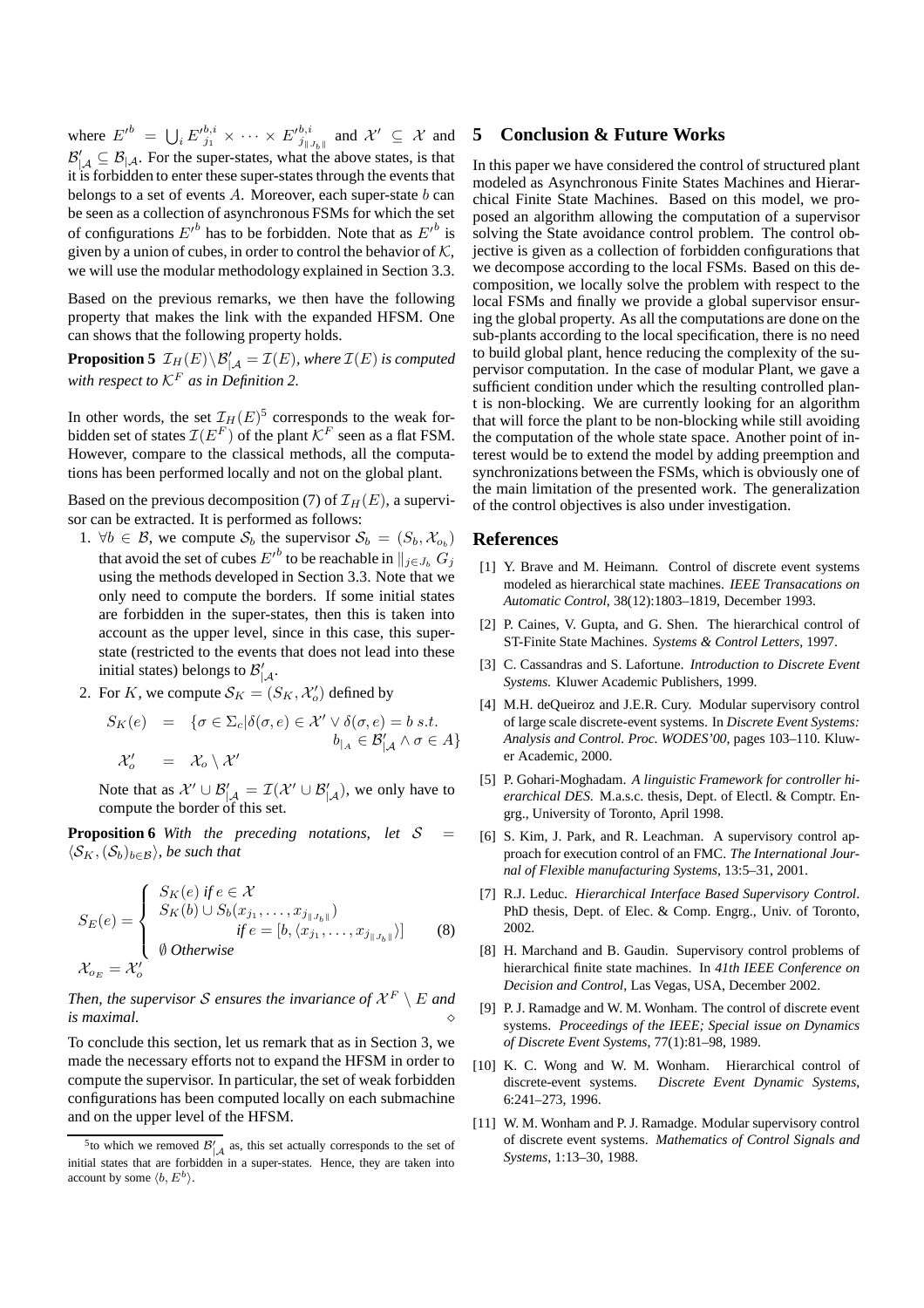where $E'^b = \bigcup_i E'^{b,i}_{j_1} \times \cdots \times E'^{b,i}_{j_{\|J_b\|}}$ and $\mathcal{X}' \subseteq \mathcal{X}$ and $\mathcal{B}'_{|\mathcal{A}} \subseteq \mathcal{B}_{|\mathcal{A}}$. For the super-states, what the above states, is that it is forbidden to enter these super-states through the events that belongs to a set of events $A$. Moreover, each super-state $b$ can be seen as a collection of asynchronous FSMs for which the set of configurations $E'^b$ has to be forbidden. Note that as $E'^b$ is given by a union of cubes, in order to control the behavior of $\mathcal{K}$, we will use the modular methodology explained in Section 3.3.

Based on the previous remarks, we then have the following property that makes the link with the expanded HFSM. One can shows that the following property holds.

**Proposition 5** *$\mathcal{I}_H(E) \setminus \mathcal{B}'_{|\mathcal{A}} = \mathcal{I}(E)$, where $\mathcal{I}(E)$ is computed with respect to $\mathcal{K}^F$ as in Definition 2.*

In other words, the set $\mathcal{I}_H(E)$[5] corresponds to the weak forbidden set of states $\mathcal{I}(E^F)$ of the plant $\mathcal{K}^F$ seen as a flat FSM. However, compare to the classical methods, all the computations has been performed locally and not on the global plant.

Based on the previous decomposition (7) of $\mathcal{I}_H(E)$, a supervisor can be extracted. It is performed as follows:

1. $\forall b \in \mathcal{B}$, we compute $\mathcal{S}_b$ the supervisor $\mathcal{S}_b = (S_b, \mathcal{X}_{o_b})$ that avoid the set of cubes $E'^b$ to be reachable in $\|_{j \in J_b} G_j$ using the methods developed in Section 3.3. Note that we only need to compute the borders. If some initial states are forbidden in the super-states, then this is taken into account as the upper level, since in this case, this super-state (restricted to the events that does not lead into these initial states) belongs to $\mathcal{B}'_{|\mathcal{A}}$.
2. For $K$, we compute $\mathcal{S}_K = (S_K, \mathcal{X}'_o)$ defined by

$$
\begin{aligned}
S_K(e) &= \{\sigma \in \Sigma_c | \delta(\sigma, e) \in \mathcal{X}' \vee \delta(\sigma, e) = b \ s.t. \\
&\qquad b_{|_A} \in \mathcal{B}'_{|\mathcal{A}} \wedge \sigma \in A\} \\
\mathcal{X}'_o &= \mathcal{X}_o \setminus \mathcal{X}'
\end{aligned}
$$

Note that as $\mathcal{X}' \cup \mathcal{B}'_{|\mathcal{A}} = \mathcal{I}(\mathcal{X}' \cup \mathcal{B}'_{|\mathcal{A}})$, we only have to compute the border of this set.

**Proposition 6** *With the preceding notations, let $\mathcal{S} = \langle \mathcal{S}_K, (\mathcal{S}_b)_{b \in \mathcal{B}} \rangle$, be such that*

$$
S_E(e) = \begin{cases} S_K(e) \text{ if } e \in \mathcal{X} \\ S_K(b) \cup S_b(x_{j_1}, \ldots, x_{j_{\|J_b\|}}) \\ \qquad\qquad \text{if } e = [b, \langle x_{j_1}, \ldots, x_{j_{\|J_b\|}} \rangle] \\ \emptyset \text{ Otherwise} \end{cases} \quad (8)
$$

$$
\mathcal{X}_{o_E} = \mathcal{X}'_o
$$

*Then, the supervisor $\mathcal{S}$ ensures the invariance of $\mathcal{X}^F \setminus E$ and is maximal.* ⋄

To conclude this section, let us remark that as in Section 3, we made the necessary efforts not to expand the HFSM in order to compute the supervisor. In particular, the set of weak forbidden configurations has been computed locally on each submachine and on the upper level of the HFSM.

[5] to which we removed $\mathcal{B}'_{|\mathcal{A}}$ as, this set actually corresponds to the set of initial states that are forbidden in a super-states. Hence, they are taken into account by some $\langle b, E^b \rangle$.

## 5 Conclusion & Future Works

In this paper we have considered the control of structured plant modeled as Asynchronous Finite States Machines and Hierarchical Finite State Machines. Based on this model, we proposed an algorithm allowing the computation of a supervisor solving the State avoidance control problem. The control objective is given as a collection of forbidden configurations that we decompose according to the local FSMs. Based on this decomposition, we locally solve the problem with respect to the local FSMs and finally we provide a global supervisor ensuring the global property. As all the computations are done on the sub-plants according to the local specification, there is no need to build global plant, hence reducing the complexity of the supervisor computation. In the case of modular Plant, we gave a sufficient condition under which the resulting controlled plant is non-blocking. We are currently looking for an algorithm that will force the plant to be non-blocking while still avoiding the computation of the whole state space. Another point of interest would be to extend the model by adding preemption and synchronizations between the FSMs, which is obviously one of the main limitation of the presented work. The generalization of the control objectives is also under investigation.

## References

[1] Y. Brave and M. Heimann. Control of discrete event systems modeled as hierarchical state machines. *IEEE Transacations on Automatic Control*, 38(12):1803–1819, December 1993.

[2] P. Caines, V. Gupta, and G. Shen. The hierarchical control of ST-Finite State Machines. *Systems & Control Letters*, 1997.

[3] C. Cassandras and S. Lafortune. *Introduction to Discrete Event Systems*. Kluwer Academic Publishers, 1999.

[4] M.H. deQueiroz and J.E.R. Cury. Modular supervisory control of large scale discrete-event systems. In *Discrete Event Systems: Analysis and Control. Proc. WODES'00*, pages 103–110. Kluwer Academic, 2000.

[5] P. Gohari-Moghadam. *A linguistic Framework for controller hierarchical DES*. M.a.s.c. thesis, Dept. of Electl. & Comptr. Engrg., University of Toronto, April 1998.

[6] S. Kim, J. Park, and R. Leachman. A supervisory control approach for execution control of an FMC. *The International Journal of Flexible manufacturing Systems*, 13:5–31, 2001.

[7] R.J. Leduc. *Hierarchical Interface Based Supervisory Control*. PhD thesis, Dept. of Elec. & Comp. Engrg., Univ. of Toronto, 2002.

[8] H. Marchand and B. Gaudin. Supervisory control problems of hierarchical finite state machines. In *41th IEEE Conference on Decision and Control*, Las Vegas, USA, December 2002.

[9] P. J. Ramadge and W. M. Wonham. The control of discrete event systems. *Proceedings of the IEEE; Special issue on Dynamics of Discrete Event Systems*, 77(1):81–98, 1989.

[10] K. C. Wong and W. M. Wonham. Hierarchical control of discrete-event systems. *Discrete Event Dynamic Systems*, 6:241–273, 1996.

[11] W. M. Wonham and P. J. Ramadge. Modular supervisory control of discrete event systems. *Mathematics of Control Signals and Systems*, 1:13–30, 1988.